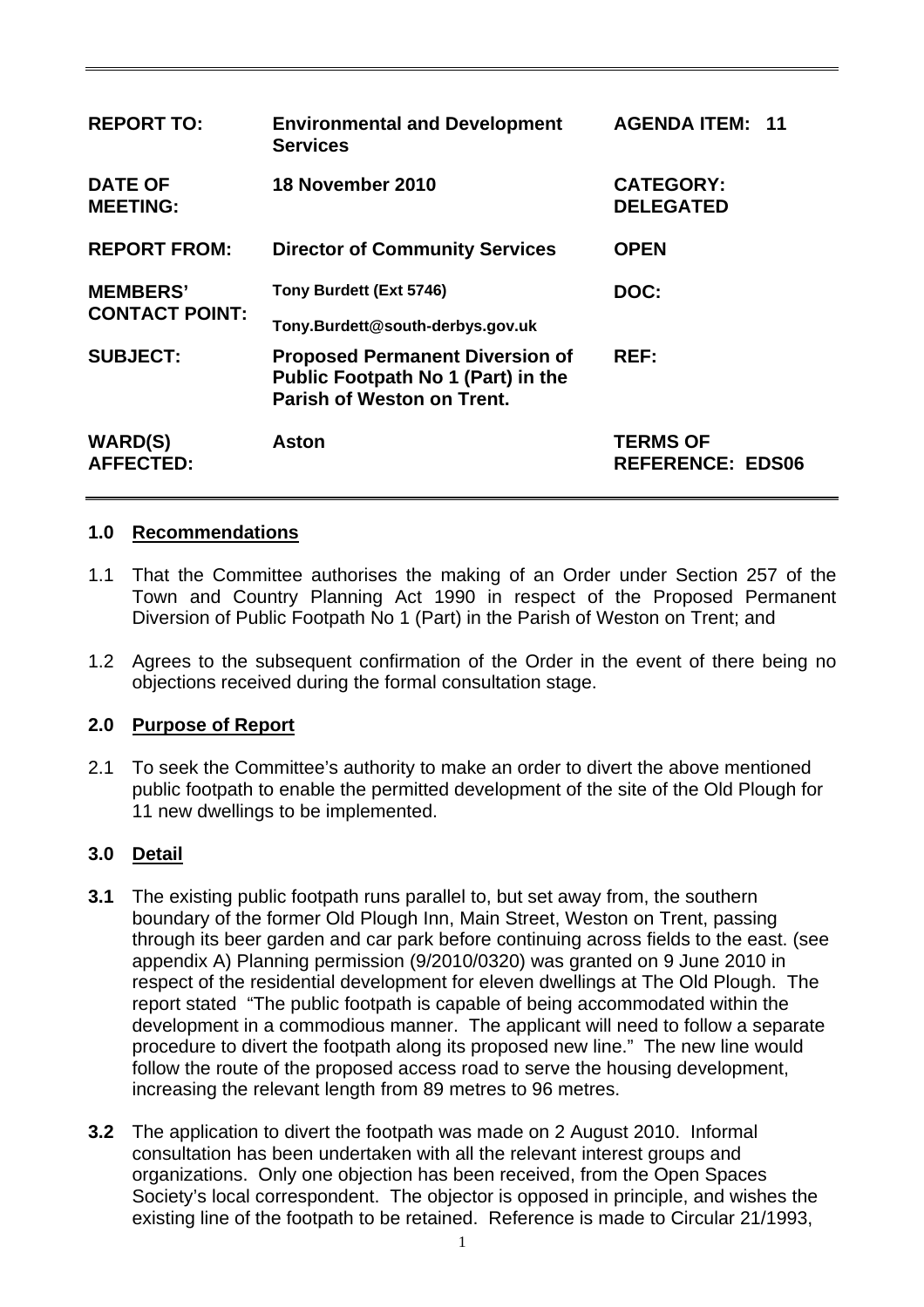| | | |
|---|---|---|
| **REPORT TO:** | **Environmental and Development Services** | **AGENDA ITEM: 11** |
| **DATE OF MEETING:** | **18 November 2010** | **CATEGORY: DELEGATED** |
| **REPORT FROM:** | **Director of Community Services** | **OPEN** |
| **MEMBERS' CONTACT POINT:** | **Tony Burdett (Ext 5746)**<br>**Tony.Burdett@south-derbys.gov.uk** | **DOC:** |
| **SUBJECT:** | **Proposed Permanent Diversion of Public Footpath No 1 (Part) in the Parish of Weston on Trent.** | **REF:** |
| **WARD(S) AFFECTED:** | **Aston** | **TERMS OF REFERENCE: EDS06** |

## 1.0 Recommendations

1.1 That the Committee authorises the making of an Order under Section 257 of the Town and Country Planning Act 1990 in respect of the Proposed Permanent Diversion of Public Footpath No 1 (Part) in the Parish of Weston on Trent; and

1.2 Agrees to the subsequent confirmation of the Order in the event of there being no objections received during the formal consultation stage.

## 2.0 Purpose of Report

2.1 To seek the Committee's authority to make an order to divert the above mentioned public footpath to enable the permitted development of the site of the Old Plough for 11 new dwellings to be implemented.

## 3.0 Detail

**3.1** The existing public footpath runs parallel to, but set away from, the southern boundary of the former Old Plough Inn, Main Street, Weston on Trent, passing through its beer garden and car park before continuing across fields to the east. (see appendix A) Planning permission (9/2010/0320) was granted on 9 June 2010 in respect of the residential development for eleven dwellings at The Old Plough. The report stated "The public footpath is capable of being accommodated within the development in a commodious manner. The applicant will need to follow a separate procedure to divert the footpath along its proposed new line." The new line would follow the route of the proposed access road to serve the housing development, increasing the relevant length from 89 metres to 96 metres.

**3.2** The application to divert the footpath was made on 2 August 2010. Informal consultation has been undertaken with all the relevant interest groups and organizations. Only one objection has been received, from the Open Spaces Society's local correspondent. The objector is opposed in principle, and wishes the existing line of the footpath to be retained. Reference is made to Circular 21/1993,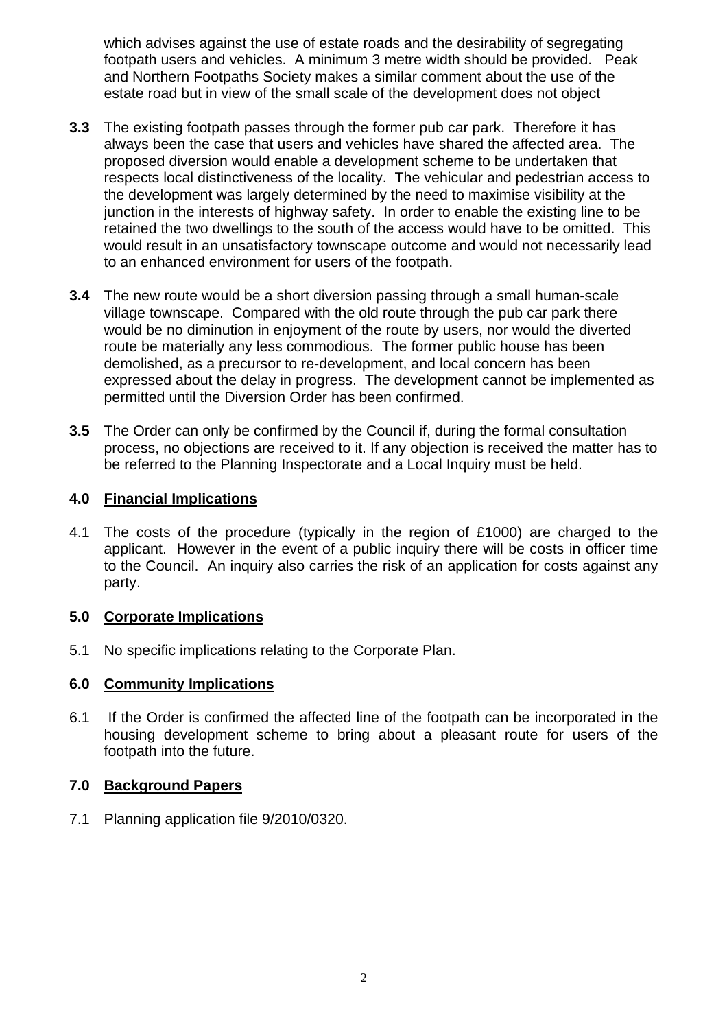which advises against the use of estate roads and the desirability of segregating footpath users and vehicles. A minimum 3 metre width should be provided. Peak and Northern Footpaths Society makes a similar comment about the use of the estate road but in view of the small scale of the development does not object

**3.3** The existing footpath passes through the former pub car park. Therefore it has always been the case that users and vehicles have shared the affected area. The proposed diversion would enable a development scheme to be undertaken that respects local distinctiveness of the locality. The vehicular and pedestrian access to the development was largely determined by the need to maximise visibility at the junction in the interests of highway safety. In order to enable the existing line to be retained the two dwellings to the south of the access would have to be omitted. This would result in an unsatisfactory townscape outcome and would not necessarily lead to an enhanced environment for users of the footpath.

**3.4** The new route would be a short diversion passing through a small human-scale village townscape. Compared with the old route through the pub car park there would be no diminution in enjoyment of the route by users, nor would the diverted route be materially any less commodious. The former public house has been demolished, as a precursor to re-development, and local concern has been expressed about the delay in progress. The development cannot be implemented as permitted until the Diversion Order has been confirmed.

**3.5** The Order can only be confirmed by the Council if, during the formal consultation process, no objections are received to it. If any objection is received the matter has to be referred to the Planning Inspectorate and a Local Inquiry must be held.

## 4.0 Financial Implications

4.1 The costs of the procedure (typically in the region of £1000) are charged to the applicant. However in the event of a public inquiry there will be costs in officer time to the Council. An inquiry also carries the risk of an application for costs against any party.

## 5.0 Corporate Implications

5.1 No specific implications relating to the Corporate Plan.

## 6.0 Community Implications

6.1 If the Order is confirmed the affected line of the footpath can be incorporated in the housing development scheme to bring about a pleasant route for users of the footpath into the future.

## 7.0 Background Papers

7.1 Planning application file 9/2010/0320.